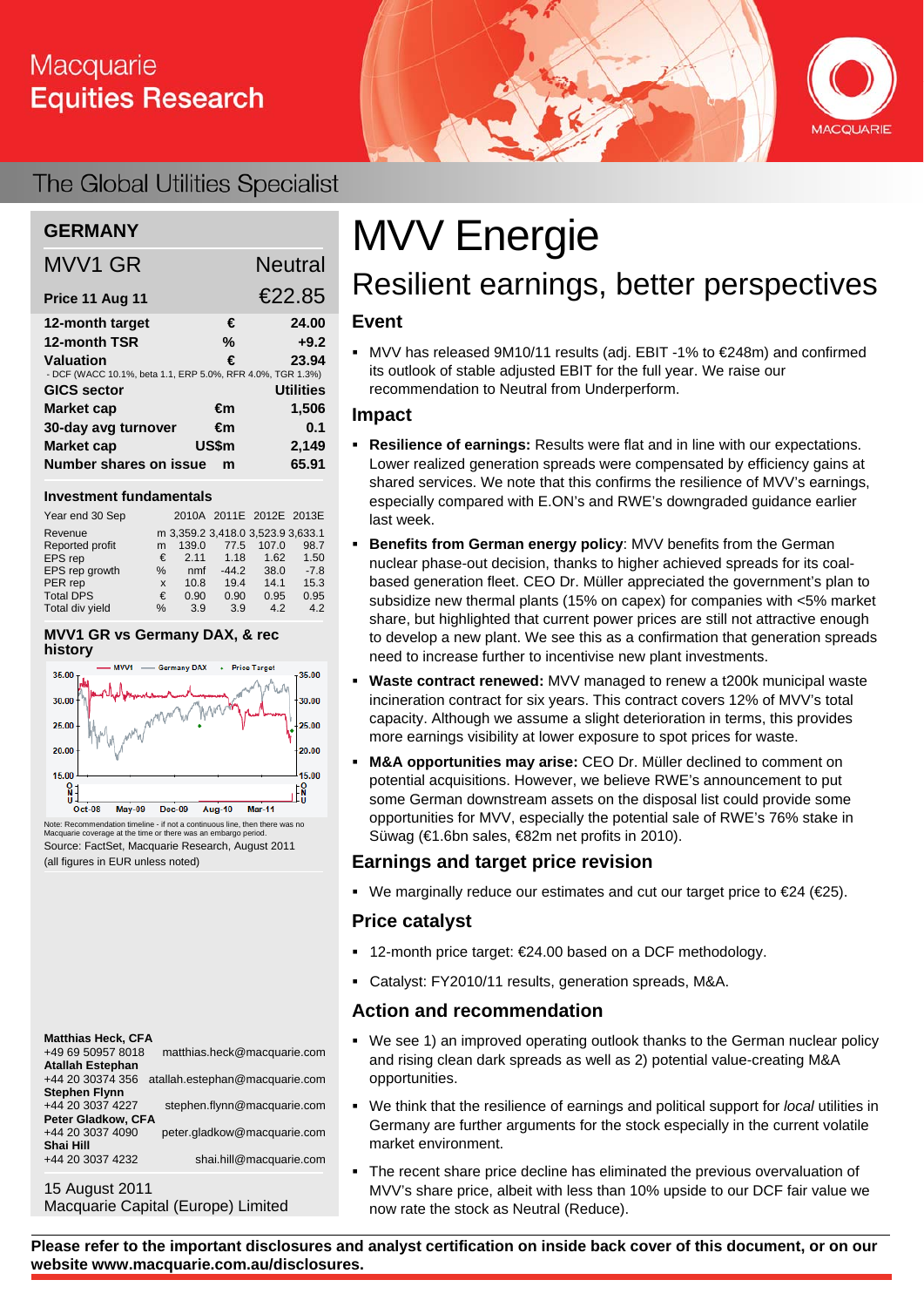# MVV Energie

## Resilient earnings, better perspectives

**GERMANY**

| MVV1 GR | | Neutral |
|---|---|---|
| **Price 11 Aug 11** | | **€22.85** |
| **12-month target** | **€** | **24.00** |
| **12-month TSR** | **%** | **+9.2** |
| **Valuation** | **€** | **23.94** |
| - DCF (WACC 10.1%, beta 1.1, ERP 5.0%, RFR 4.0%, TGR 1.3%) | | |
| **GICS sector** | | **Utilities** |
| **Market cap** | **€m** | **1,506** |
| **30-day avg turnover** | **€m** | **0.1** |
| **Market cap** | **US$m** | **2,149** |
| **Number shares on issue** | **m** | **65.91** |

**Investment fundamentals**

| Year end 30 Sep | | 2010A | 2011E | 2012E | 2013E |
|---|---|---|---|---|---|
| Revenue | m | 3,359.2 | 3,418.0 | 3,523.9 | 3,633.1 |
| Reported profit | m | 139.0 | 77.5 | 107.0 | 98.7 |
| EPS rep | € | 2.11 | 1.18 | 1.62 | 1.50 |
| EPS rep growth | % | nmf | -44.2 | 38.0 | -7.8 |
| PER rep | x | 10.8 | 19.4 | 14.1 | 15.3 |
| Total DPS | € | 0.90 | 0.90 | 0.95 | 0.95 |
| Total div yield | % | 3.9 | 3.9 | 4.2 | 4.2 |

**MVV1 GR vs Germany DAX, & rec history**

Note: Recommendation timeline - if not a continuous line, then there was no Macquarie coverage at the time or there was an embargo period.

Source: FactSet, Macquarie Research, August 2011

(all figures in EUR unless noted)

**Matthias Heck, CFA**
+49 69 50957 8018 matthias.heck@macquarie.com

**Atallah Estephan**
+44 20 30374 356 atallah.estephan@macquarie.com

**Stephen Flynn**
+44 20 3037 4227 stephen.flynn@macquarie.com

**Peter Gladkow, CFA**
+44 20 3037 4090 peter.gladkow@macquarie.com

**Shai Hill**
+44 20 3037 4232 shai.hill@macquarie.com

15 August 2011
Macquarie Capital (Europe) Limited

### Event

- MVV has released 9M10/11 results (adj. EBIT -1% to €248m) and confirmed its outlook of stable adjusted EBIT for the full year. We raise our recommendation to Neutral from Underperform.

### Impact

- **Resilience of earnings:** Results were flat and in line with our expectations. Lower realized generation spreads were compensated by efficiency gains at shared services. We note that this confirms the resilience of MVV's earnings, especially compared with E.ON's and RWE's downgraded guidance earlier last week.
- **Benefits from German energy policy**: MVV benefits from the German nuclear phase-out decision, thanks to higher achieved spreads for its coal-based generation fleet. CEO Dr. Müller appreciated the government's plan to subsidize new thermal plants (15% on capex) for companies with <5% market share, but highlighted that current power prices are still not attractive enough to develop a new plant. We see this as a confirmation that generation spreads need to increase further to incentivise new plant investments.
- **Waste contract renewed:** MVV managed to renew a t200k municipal waste incineration contract for six years. This contract covers 12% of MVV's total capacity. Although we assume a slight deterioration in terms, this provides more earnings visibility at lower exposure to spot prices for waste.
- **M&A opportunities may arise:** CEO Dr. Müller declined to comment on potential acquisitions. However, we believe RWE's announcement to put some German downstream assets on the disposal list could provide some opportunities for MVV, especially the potential sale of RWE's 76% stake in Süwag (€1.6bn sales, €82m net profits in 2010).

### Earnings and target price revision

- We marginally reduce our estimates and cut our target price to €24 (€25).

### Price catalyst

- 12-month price target: €24.00 based on a DCF methodology.
- Catalyst: FY2010/11 results, generation spreads, M&A.

### Action and recommendation

- We see 1) an improved operating outlook thanks to the German nuclear policy and rising clean dark spreads as well as 2) potential value-creating M&A opportunities.
- We think that the resilience of earnings and political support for *local* utilities in Germany are further arguments for the stock especially in the current volatile market environment.
- The recent share price decline has eliminated the previous overvaluation of MVV's share price, albeit with less than 10% upside to our DCF fair value we now rate the stock as Neutral (Reduce).

**Please refer to the important disclosures and analyst certification on inside back cover of this document, or on our website www.macquarie.com.au/disclosures.**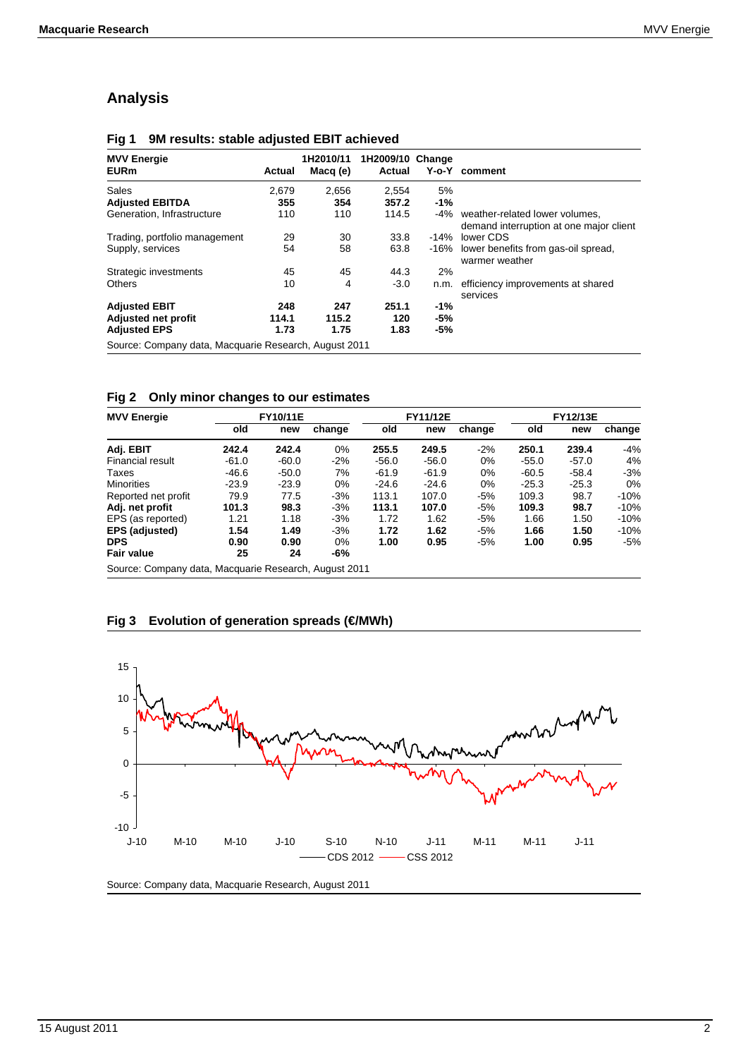# Analysis

**Fig 1 9M results: stable adjusted EBIT achieved**

| MVV Energie EURm | Actual | 1H2010/11 Macq (e) | 1H2009/10 Actual | Change Y-o-Y | comment |
|---|---|---|---|---|---|
| Sales | 2,679 | 2,656 | 2,554 | 5% | |
| **Adjusted EBITDA** | **355** | **354** | **357.2** | **-1%** | |
| Generation, Infrastructure | 110 | 110 | 114.5 | -4% | weather-related lower volumes, demand interruption at one major client |
| Trading, portfolio management | 29 | 30 | 33.8 | -14% | lower CDS |
| Supply, services | 54 | 58 | 63.8 | -16% | lower benefits from gas-oil spread, warmer weather |
| Strategic investments | 45 | 45 | 44.3 | 2% | |
| Others | 10 | 4 | -3.0 | n.m. | efficiency improvements at shared services |
| **Adjusted EBIT** | **248** | **247** | **251.1** | **-1%** | |
| **Adjusted net profit** | **114.1** | **115.2** | **120** | **-5%** | |
| **Adjusted EPS** | **1.73** | **1.75** | **1.83** | **-5%** | |

Source: Company data, Macquarie Research, August 2011

**Fig 2 Only minor changes to our estimates**

| MVV Energie | FY10/11E | | | FY11/12E | | | FY12/13E | | |
|---|---|---|---|---|---|---|---|---|---|
| | old | new | change | old | new | change | old | new | change |
| **Adj. EBIT** | **242.4** | **242.4** | 0% | **255.5** | **249.5** | -2% | **250.1** | **239.4** | -4% |
| Financial result | -61.0 | -60.0 | -2% | -56.0 | -56.0 | 0% | -55.0 | -57.0 | 4% |
| Taxes | -46.6 | -50.0 | 7% | -61.9 | -61.9 | 0% | -60.5 | -58.4 | -3% |
| Minorities | -23.9 | -23.9 | 0% | -24.6 | -24.6 | 0% | -25.3 | -25.3 | 0% |
| Reported net profit | 79.9 | 77.5 | -3% | 113.1 | 107.0 | -5% | 109.3 | 98.7 | -10% |
| **Adj. net profit** | **101.3** | **98.3** | -3% | **113.1** | **107.0** | -5% | **109.3** | **98.7** | -10% |
| EPS (as reported) | 1.21 | 1.18 | -3% | 1.72 | 1.62 | -5% | 1.66 | 1.50 | -10% |
| **EPS (adjusted)** | **1.54** | **1.49** | -3% | **1.72** | **1.62** | -5% | **1.66** | **1.50** | -10% |
| **DPS** | **0.90** | **0.90** | 0% | **1.00** | **0.95** | -5% | **1.00** | **0.95** | -5% |
| **Fair value** | **25** | **24** | **-6%** | | | | | | |

Source: Company data, Macquarie Research, August 2011

**Fig 3 Evolution of generation spreads (€/MWh)**

Source: Company data, Macquarie Research, August 2011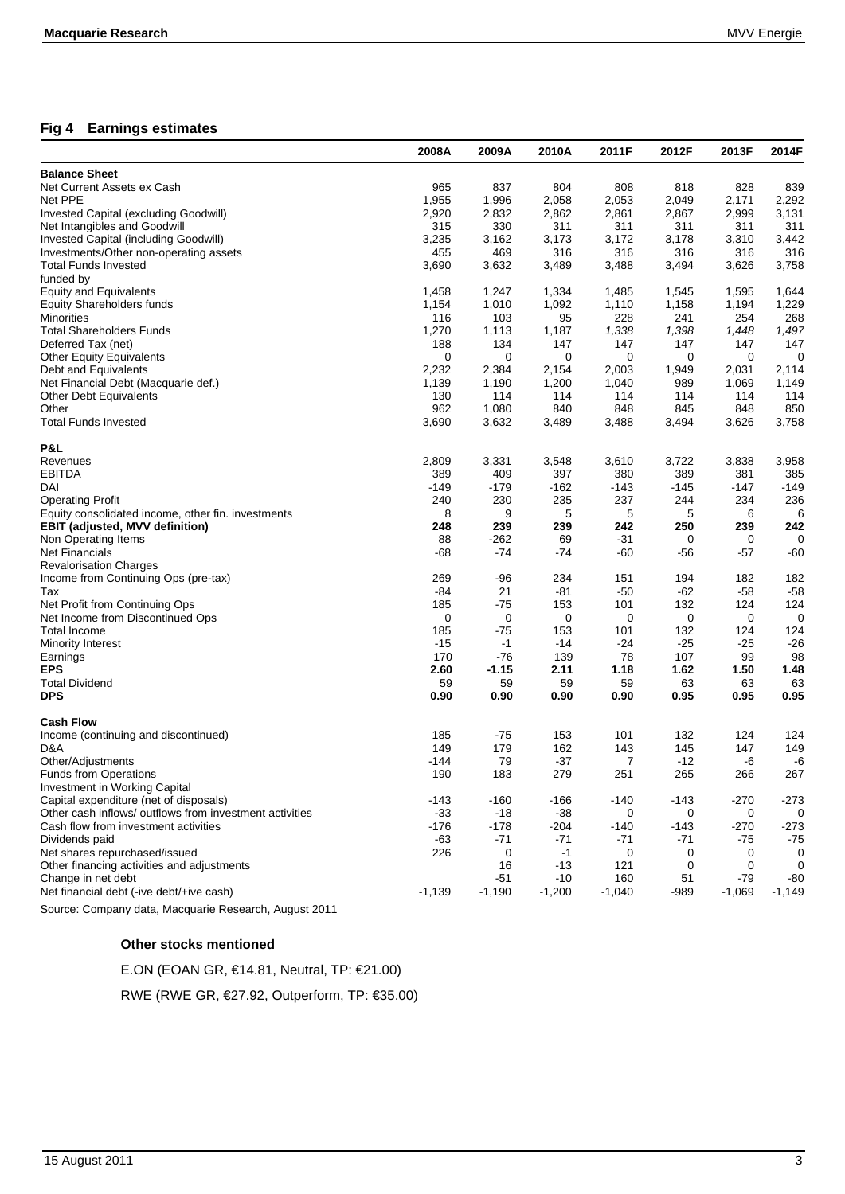## Fig 4 Earnings estimates

| | 2008A | 2009A | 2010A | 2011F | 2012F | 2013F | 2014F |
|---|---|---|---|---|---|---|---|
| **Balance Sheet** | | | | | | | |
| Net Current Assets ex Cash | 965 | 837 | 804 | 808 | 818 | 828 | 839 |
| Net PPE | 1,955 | 1,996 | 2,058 | 2,053 | 2,049 | 2,171 | 2,292 |
| Invested Capital (excluding Goodwill) | 2,920 | 2,832 | 2,862 | 2,861 | 2,867 | 2,999 | 3,131 |
| Net Intangibles and Goodwill | 315 | 330 | 311 | 311 | 311 | 311 | 311 |
| Invested Capital (including Goodwill) | 3,235 | 3,162 | 3,173 | 3,172 | 3,178 | 3,310 | 3,442 |
| Investments/Other non-operating assets | 455 | 469 | 316 | 316 | 316 | 316 | 316 |
| Total Funds Invested | 3,690 | 3,632 | 3,489 | 3,488 | 3,494 | 3,626 | 3,758 |
| funded by | | | | | | | |
| Equity and Equivalents | 1,458 | 1,247 | 1,334 | 1,485 | 1,545 | 1,595 | 1,644 |
| Equity Shareholders funds | 1,154 | 1,010 | 1,092 | 1,110 | 1,158 | 1,194 | 1,229 |
| Minorities | 116 | 103 | 95 | 228 | 241 | 254 | 268 |
| Total Shareholders Funds | 1,270 | 1,113 | 1,187 | *1,338* | *1,398* | *1,448* | *1,497* |
| Deferred Tax (net) | 188 | 134 | 147 | 147 | 147 | 147 | 147 |
| Other Equity Equivalents | 0 | 0 | 0 | 0 | 0 | 0 | 0 |
| Debt and Equivalents | 2,232 | 2,384 | 2,154 | 2,003 | 1,949 | 2,031 | 2,114 |
| Net Financial Debt (Macquarie def.) | 1,139 | 1,190 | 1,200 | 1,040 | 989 | 1,069 | 1,149 |
| Other Debt Equivalents | 130 | 114 | 114 | 114 | 114 | 114 | 114 |
| Other | 962 | 1,080 | 840 | 848 | 845 | 848 | 850 |
| Total Funds Invested | 3,690 | 3,632 | 3,489 | 3,488 | 3,494 | 3,626 | 3,758 |
| | | | | | | | |
| **P&L** | | | | | | | |
| Revenues | 2,809 | 3,331 | 3,548 | 3,610 | 3,722 | 3,838 | 3,958 |
| EBITDA | 389 | 409 | 397 | 380 | 389 | 381 | 385 |
| DAI | -149 | -179 | -162 | -143 | -145 | -147 | -149 |
| Operating Profit | 240 | 230 | 235 | 237 | 244 | 234 | 236 |
| Equity consolidated income, other fin. investments | 8 | 9 | 5 | 5 | 5 | 6 | 6 |
| **EBIT (adjusted, MVV definition)** | **248** | **239** | **239** | **242** | **250** | **239** | **242** |
| Non Operating Items | 88 | -262 | 69 | -31 | 0 | 0 | 0 |
| Net Financials | -68 | -74 | -74 | -60 | -56 | -57 | -60 |
| Revalorisation Charges | | | | | | | |
| Income from Continuing Ops (pre-tax) | 269 | -96 | 234 | 151 | 194 | 182 | 182 |
| Tax | -84 | 21 | -81 | -50 | -62 | -58 | -58 |
| Net Profit from Continuing Ops | 185 | -75 | 153 | 101 | 132 | 124 | 124 |
| Net Income from Discontinued Ops | 0 | 0 | 0 | 0 | 0 | 0 | 0 |
| Total Income | 185 | -75 | 153 | 101 | 132 | 124 | 124 |
| Minority Interest | -15 | -1 | -14 | -24 | -25 | -25 | -26 |
| Earnings | 170 | -76 | 139 | 78 | 107 | 99 | 98 |
| **EPS** | **2.60** | **-1.15** | **2.11** | **1.18** | **1.62** | **1.50** | **1.48** |
| Total Dividend | 59 | 59 | 59 | 59 | 63 | 63 | 63 |
| **DPS** | **0.90** | **0.90** | **0.90** | **0.90** | **0.95** | **0.95** | **0.95** |
| | | | | | | | |
| **Cash Flow** | | | | | | | |
| Income (continuing and discontinued) | 185 | -75 | 153 | 101 | 132 | 124 | 124 |
| D&A | 149 | 179 | 162 | 143 | 145 | 147 | 149 |
| Other/Adjustments | -144 | 79 | -37 | 7 | -12 | -6 | -6 |
| Funds from Operations | 190 | 183 | 279 | 251 | 265 | 266 | 267 |
| Investment in Working Capital | | | | | | | |
| Capital expenditure (net of disposals) | -143 | -160 | -166 | -140 | -143 | -270 | -273 |
| Other cash inflows/ outflows from investment activities | -33 | -18 | -38 | 0 | 0 | 0 | 0 |
| Cash flow from investment activities | -176 | -178 | -204 | -140 | -143 | -270 | -273 |
| Dividends paid | -63 | -71 | -71 | -71 | -71 | -75 | -75 |
| Net shares repurchased/issued | 226 | 0 | -1 | 0 | 0 | 0 | 0 |
| Other financing activities and adjustments | | 16 | -13 | 121 | 0 | 0 | 0 |
| Change in net debt | | -51 | -10 | 160 | 51 | -79 | -80 |
| Net financial debt (-ive debt/+ive cash) | -1,139 | -1,190 | -1,200 | -1,040 | -989 | -1,069 | -1,149 |

Source: Company data, Macquarie Research, August 2011

### Other stocks mentioned

E.ON (EOAN GR, €14.81, Neutral, TP: €21.00)

RWE (RWE GR, €27.92, Outperform, TP: €35.00)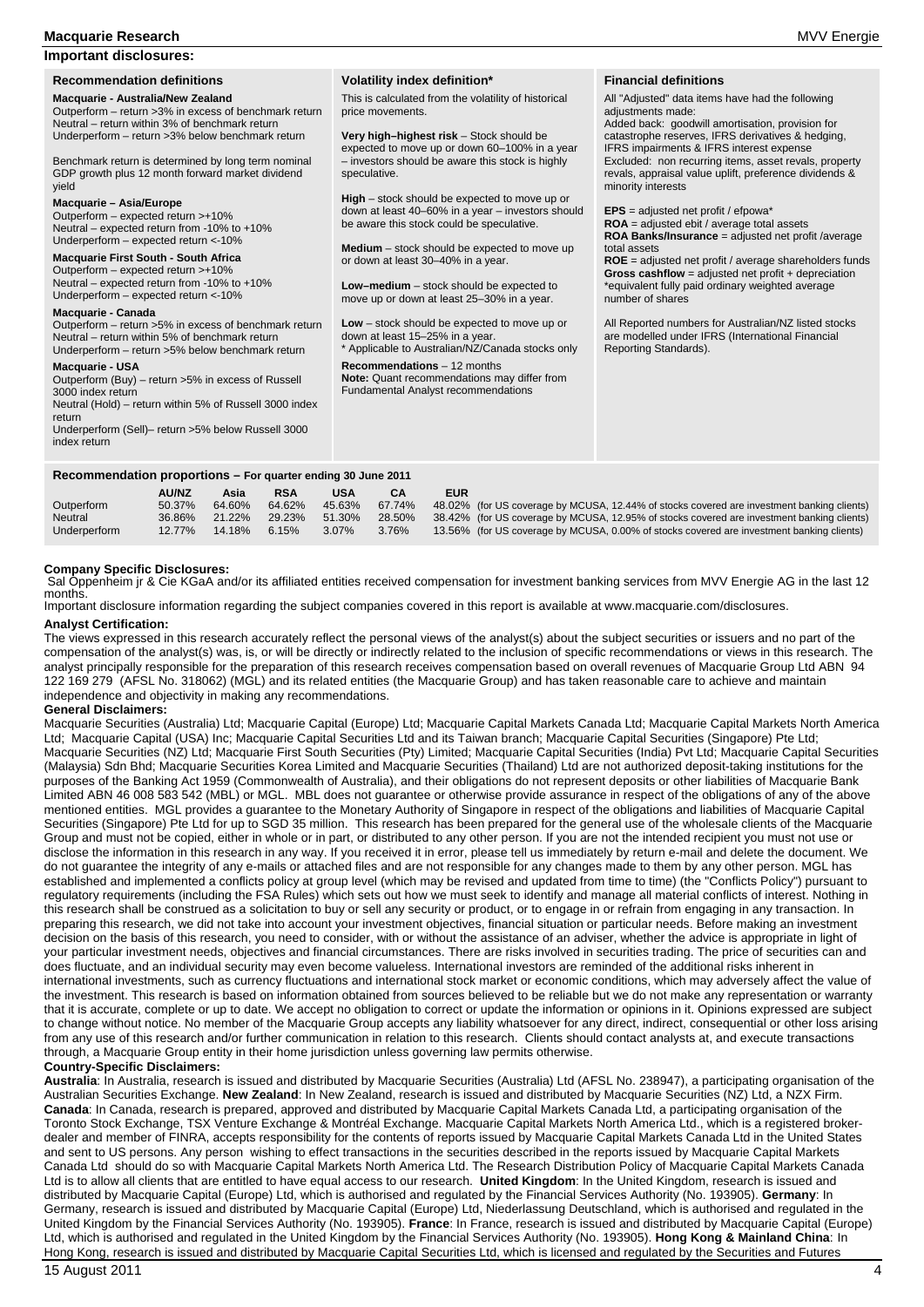## Important disclosures:

### Recommendation definitions

**Macquarie - Australia/New Zealand**
Outperform – return >3% in excess of benchmark return
Neutral – return within 3% of benchmark return
Underperform – return >3% below benchmark return

Benchmark return is determined by long term nominal GDP growth plus 12 month forward market dividend yield

**Macquarie – Asia/Europe**
Outperform – expected return >+10%
Neutral – expected return from -10% to +10%
Underperform – expected return <-10%

**Macquarie First South - South Africa**
Outperform – expected return >+10%
Neutral – expected return from -10% to +10%
Underperform – expected return <-10%

**Macquarie - Canada**
Outperform – return >5% in excess of benchmark return
Neutral – return within 5% of benchmark return
Underperform – return >5% below benchmark return

**Macquarie - USA**
Outperform (Buy) – return >5% in excess of Russell 3000 index return
Neutral (Hold) – return within 5% of Russell 3000 index return
Underperform (Sell)– return >5% below Russell 3000 index return

### Volatility index definition*

This is calculated from the volatility of historical price movements.

**Very high–highest risk** – Stock should be expected to move up or down 60–100% in a year – investors should be aware this stock is highly speculative.

**High** – stock should be expected to move up or down at least 40–60% in a year – investors should be aware this stock could be speculative.

**Medium** – stock should be expected to move up or down at least 30–40% in a year.

**Low–medium** – stock should be expected to move up or down at least 25–30% in a year.

**Low** – stock should be expected to move up or down at least 15–25% in a year.
* Applicable to Australian/NZ/Canada stocks only

**Recommendations** – 12 months
**Note:** Quant recommendations may differ from Fundamental Analyst recommendations

### Financial definitions

All "Adjusted" data items have had the following adjustments made:
Added back: goodwill amortisation, provision for catastrophe reserves, IFRS derivatives & hedging, IFRS impairments & IFRS interest expense
Excluded: non recurring items, asset revals, property revals, appraisal value uplift, preference dividends & minority interests

**EPS** = adjusted net profit / efpowa*
**ROA** = adjusted ebit / average total assets
**ROA Banks/Insurance** = adjusted net profit /average total assets
**ROE** = adjusted net profit / average shareholders funds
**Gross cashflow** = adjusted net profit + depreciation
*equivalent fully paid ordinary weighted average number of shares

All Reported numbers for Australian/NZ listed stocks are modelled under IFRS (International Financial Reporting Standards).

### Recommendation proportions – For quarter ending 30 June 2011

| | AU/NZ | Asia | RSA | USA | CA | EUR | |
|---|---|---|---|---|---|---|---|
| Outperform | 50.37% | 64.60% | 64.62% | 45.63% | 67.74% | 48.02% | (for US coverage by MCUSA, 12.44% of stocks covered are investment banking clients) |
| Neutral | 36.86% | 21.22% | 29.23% | 51.30% | 28.50% | 38.42% | (for US coverage by MCUSA, 12.95% of stocks covered are investment banking clients) |
| Underperform | 12.77% | 14.18% | 6.15% | 3.07% | 3.76% | 13.56% | (for US coverage by MCUSA, 0.00% of stocks covered are investment banking clients) |

**Company Specific Disclosures:**
Sal Oppenheim jr & Cie KGaA and/or its affiliated entities received compensation for investment banking services from MVV Energie AG in the last 12 months.
Important disclosure information regarding the subject companies covered in this report is available at www.macquarie.com/disclosures.

**Analyst Certification:**
The views expressed in this research accurately reflect the personal views of the analyst(s) about the subject securities or issuers and no part of the compensation of the analyst(s) was, is, or will be directly or indirectly related to the inclusion of specific recommendations or views in this research. The analyst principally responsible for the preparation of this research receives compensation based on overall revenues of Macquarie Group Ltd ABN 94 122 169 279 (AFSL No. 318062) (MGL) and its related entities (the Macquarie Group) and has taken reasonable care to achieve and maintain independence and objectivity in making any recommendations.

**General Disclaimers:**
Macquarie Securities (Australia) Ltd; Macquarie Capital (Europe) Ltd; Macquarie Capital Markets Canada Ltd; Macquarie Capital Markets North America Ltd; Macquarie Capital (USA) Inc; Macquarie Capital Securities Ltd and its Taiwan branch; Macquarie Capital Securities (Singapore) Pte Ltd; Macquarie Securities (NZ) Ltd; Macquarie First South Securities (Pty) Limited; Macquarie Capital Securities (India) Pvt Ltd; Macquarie Capital Securities (Malaysia) Sdn Bhd; Macquarie Securities Korea Limited and Macquarie Securities (Thailand) Ltd are not authorized deposit-taking institutions for the purposes of the Banking Act 1959 (Commonwealth of Australia), and their obligations do not represent deposits or other liabilities of Macquarie Bank Limited ABN 46 008 583 542 (MBL) or MGL. MBL does not guarantee or otherwise provide assurance in respect of the obligations of any of the above mentioned entities. MGL provides a guarantee to the Monetary Authority of Singapore in respect of the obligations and liabilities of Macquarie Capital Securities (Singapore) Pte Ltd for up to SGD 35 million. This research has been prepared for the general use of the wholesale clients of the Macquarie Group and must not be copied, either in whole or in part, or distributed to any other person. If you are not the intended recipient you must not use or disclose the information in this research in any way. If you received it in error, please tell us immediately by return e-mail and delete the document. We do not guarantee the integrity of any e-mails or attached files and are not responsible for any changes made to them by any other person. MGL has established and implemented a conflicts policy at group level (which may be revised and updated from time to time) (the "Conflicts Policy") pursuant to regulatory requirements (including the FSA Rules) which sets out how we must seek to identify and manage all material conflicts of interest. Nothing in this research shall be construed as a solicitation to buy or sell any security or product, or to engage in or refrain from engaging in any transaction. In preparing this research, we did not take into account your investment objectives, financial situation or particular needs. Before making an investment decision on the basis of this research, you need to consider, with or without the assistance of an adviser, whether the advice is appropriate in light of your particular investment needs, objectives and financial circumstances. There are risks involved in securities trading. The price of securities can and does fluctuate, and an individual security may even become valueless. International investors are reminded of the additional risks inherent in international investments, such as currency fluctuations and international stock market or economic conditions, which may adversely affect the value of the investment. This research is based on information obtained from sources believed to be reliable but we do not make any representation or warranty that it is accurate, complete or up to date. We accept no obligation to correct or update the information or opinions in it. Opinions expressed are subject to change without notice. No member of the Macquarie Group accepts any liability whatsoever for any direct, indirect, consequential or other loss arising from any use of this research and/or further communication in relation to this research. Clients should contact analysts at, and execute transactions through, a Macquarie Group entity in their home jurisdiction unless governing law permits otherwise.

**Country-Specific Disclaimers:**
**Australia**: In Australia, research is issued and distributed by Macquarie Securities (Australia) Ltd (AFSL No. 238947), a participating organisation of the Australian Securities Exchange. **New Zealand**: In New Zealand, research is issued and distributed by Macquarie Securities (NZ) Ltd, a NZX Firm. **Canada**: In Canada, research is prepared, approved and distributed by Macquarie Capital Markets Canada Ltd, a participating organisation of the Toronto Stock Exchange, TSX Venture Exchange & Montréal Exchange. Macquarie Capital Markets North America Ltd., which is a registered broker-dealer and member of FINRA, accepts responsibility for the contents of reports issued by Macquarie Capital Markets Canada Ltd in the United States and sent to US persons. Any person wishing to effect transactions in the securities described in the reports issued by Macquarie Capital Markets Canada Ltd should do so with Macquarie Capital Markets North America Ltd. The Research Distribution Policy of Macquarie Capital Markets Canada Ltd is to allow all clients that are entitled to have equal access to our research. **United Kingdom**: In the United Kingdom, research is issued and distributed by Macquarie Capital (Europe) Ltd, which is authorised and regulated by the Financial Services Authority (No. 193905). **Germany**: In Germany, research is issued and distributed by Macquarie Capital (Europe) Ltd, Niederlassung Deutschland, which is authorised and regulated in the United Kingdom by the Financial Services Authority (No. 193905). **France**: In France, research is issued and distributed by Macquarie Capital (Europe) Ltd, which is authorised and regulated in the United Kingdom by the Financial Services Authority (No. 193905). **Hong Kong & Mainland China**: In Hong Kong, research is issued and distributed by Macquarie Capital Securities Ltd, which is licensed and regulated by the Securities and Futures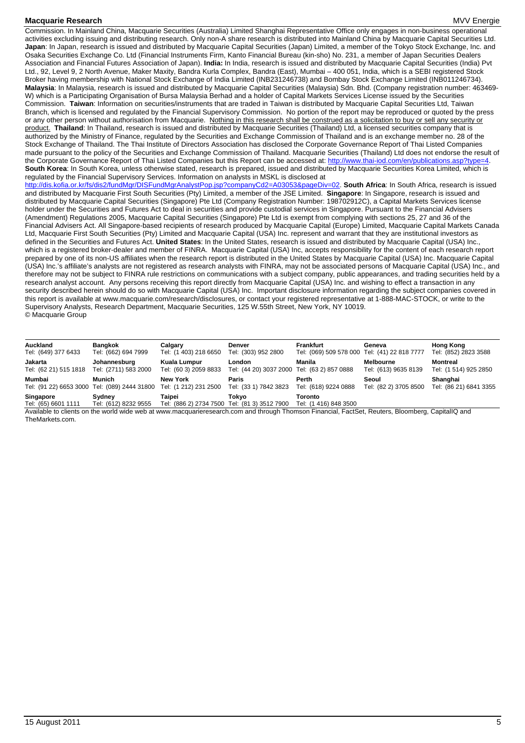Commission. In Mainland China, Macquarie Securities (Australia) Limited Shanghai Representative Office only engages in non-business operational activities excluding issuing and distributing research. Only non-A share research is distributed into Mainland China by Macquarie Capital Securities Ltd. **Japan**: In Japan, research is issued and distributed by Macquarie Capital Securities (Japan) Limited, a member of the Tokyo Stock Exchange, Inc. and Osaka Securities Exchange Co. Ltd (Financial Instruments Firm, Kanto Financial Bureau (kin-sho) No. 231, a member of Japan Securities Dealers Association and Financial Futures Association of Japan). **India:** In India, research is issued and distributed by Macquarie Capital Securities (India) Pvt Ltd., 92, Level 9, 2 North Avenue, Maker Maxity, Bandra Kurla Complex, Bandra (East), Mumbai – 400 051, India, which is a SEBI registered Stock Broker having membership with National Stock Exchange of India Limited (INB231246738) and Bombay Stock Exchange Limited (INB011246734). **Malaysia**: In Malaysia, research is issued and distributed by Macquarie Capital Securities (Malaysia) Sdn. Bhd. (Company registration number: 463469-W) which is a Participating Organisation of Bursa Malaysia Berhad and a holder of Capital Markets Services License issued by the Securities Commission. **Taiwan**: Information on securities/instruments that are traded in Taiwan is distributed by Macquarie Capital Securities Ltd, Taiwan Branch, which is licensed and regulated by the Financial Supervisory Commission. No portion of the report may be reproduced or quoted by the press or any other person without authorisation from Macquarie. Nothing in this research shall be construed as a solicitation to buy or sell any security or product. **Thailand**: In Thailand, research is issued and distributed by Macquarie Securities (Thailand) Ltd, a licensed securities company that is authorized by the Ministry of Finance, regulated by the Securities and Exchange Commission of Thailand and is an exchange member no. 28 of the Stock Exchange of Thailand. The Thai Institute of Directors Association has disclosed the Corporate Governance Report of Thai Listed Companies made pursuant to the policy of the Securities and Exchange Commission of Thailand. Macquarie Securities (Thailand) Ltd does not endorse the result of the Corporate Governance Report of Thai Listed Companies but this Report can be accessed at: http://www.thai-iod.com/en/publications.asp?type=4. **South Korea**: In South Korea, unless otherwise stated, research is prepared, issued and distributed by Macquarie Securities Korea Limited, which is regulated by the Financial Supervisory Services. Information on analysts in MSKL is disclosed at http://dis.kofia.or.kr/fs/dis2/fundMgr/DISFundMgrAnalystPop.jsp?companyCd2=A03053&pageDiv=02. **South Africa**: In South Africa, research is issued and distributed by Macquarie First South Securities (Pty) Limited, a member of the JSE Limited. **Singapore**: In Singapore, research is issued and distributed by Macquarie Capital Securities (Singapore) Pte Ltd (Company Registration Number: 198702912C), a Capital Markets Services license holder under the Securities and Futures Act to deal in securities and provide custodial services in Singapore. Pursuant to the Financial Advisers (Amendment) Regulations 2005, Macquarie Capital Securities (Singapore) Pte Ltd is exempt from complying with sections 25, 27 and 36 of the Financial Advisers Act. All Singapore-based recipients of research produced by Macquarie Capital (Europe) Limited, Macquarie Capital Markets Canada Ltd, Macquarie First South Securities (Pty) Limited and Macquarie Capital (USA) Inc. represent and warrant that they are institutional investors as defined in the Securities and Futures Act. **United States**: In the United States, research is issued and distributed by Macquarie Capital (USA) Inc., which is a registered broker-dealer and member of FINRA. Macquarie Capital (USA) Inc, accepts responsibility for the content of each research report prepared by one of its non-US affiliates when the research report is distributed in the United States by Macquarie Capital (USA) Inc. Macquarie Capital (USA) Inc.'s affiliate's analysts are not registered as research analysts with FINRA, may not be associated persons of Macquarie Capital (USA) Inc., and therefore may not be subject to FINRA rule restrictions on communications with a subject company, public appearances, and trading securities held by a research analyst account. Any persons receiving this report directly from Macquarie Capital (USA) Inc. and wishing to effect a transaction in any security described herein should do so with Macquarie Capital (USA) Inc. Important disclosure information regarding the subject companies covered in this report is available at www.macquarie.com/research/disclosures, or contact your registered representative at 1-888-MAC-STOCK, or write to the Supervisory Analysts, Research Department, Macquarie Securities, 125 W.55th Street, New York, NY 10019.
© Macquarie Group

| | | | | | | |
|---|---|---|---|---|---|---|
| **Auckland** Tel: (649) 377 6433 | **Bangkok** Tel: (662) 694 7999 | **Calgary** Tel: (1 403) 218 6650 | **Denver** Tel: (303) 952 2800 | **Frankfurt** Tel: (069) 509 578 000 | **Geneva** Tel: (41) 22 818 7777 | **Hong Kong** Tel: (852) 2823 3588 |
| **Jakarta** Tel: (62 21) 515 1818 | **Johannesburg** Tel: (2711) 583 2000 | **Kuala Lumpur** Tel: (60 3) 2059 8833 | **London** Tel: (44 20) 3037 2000 | **Manila** Tel: (63 2) 857 0888 | **Melbourne** Tel: (613) 9635 8139 | **Montreal** Tel: (1 514) 925 2850 |
| **Mumbai** Tel: (91 22) 6653 3000 | **Munich** Tel: (089) 2444 31800 | **New York** Tel: (1 212) 231 2500 | **Paris** Tel: (33 1) 7842 3823 | **Perth** Tel: (618) 9224 0888 | **Seoul** Tel: (82 2) 3705 8500 | **Shanghai** Tel: (86 21) 6841 3355 |
| **Singapore** Tel: (65) 6601 1111 | **Sydney** Tel: (612) 8232 9555 | **Taipei** Tel: (886 2) 2734 7500 | **Tokyo** Tel: (81 3) 3512 7900 | **Toronto** Tel: (1 416) 848 3500 | | |

Available to clients on the world wide web at www.macquarieresearch.com and through Thomson Financial, FactSet, Reuters, Bloomberg, CapitalIQ and TheMarkets.com.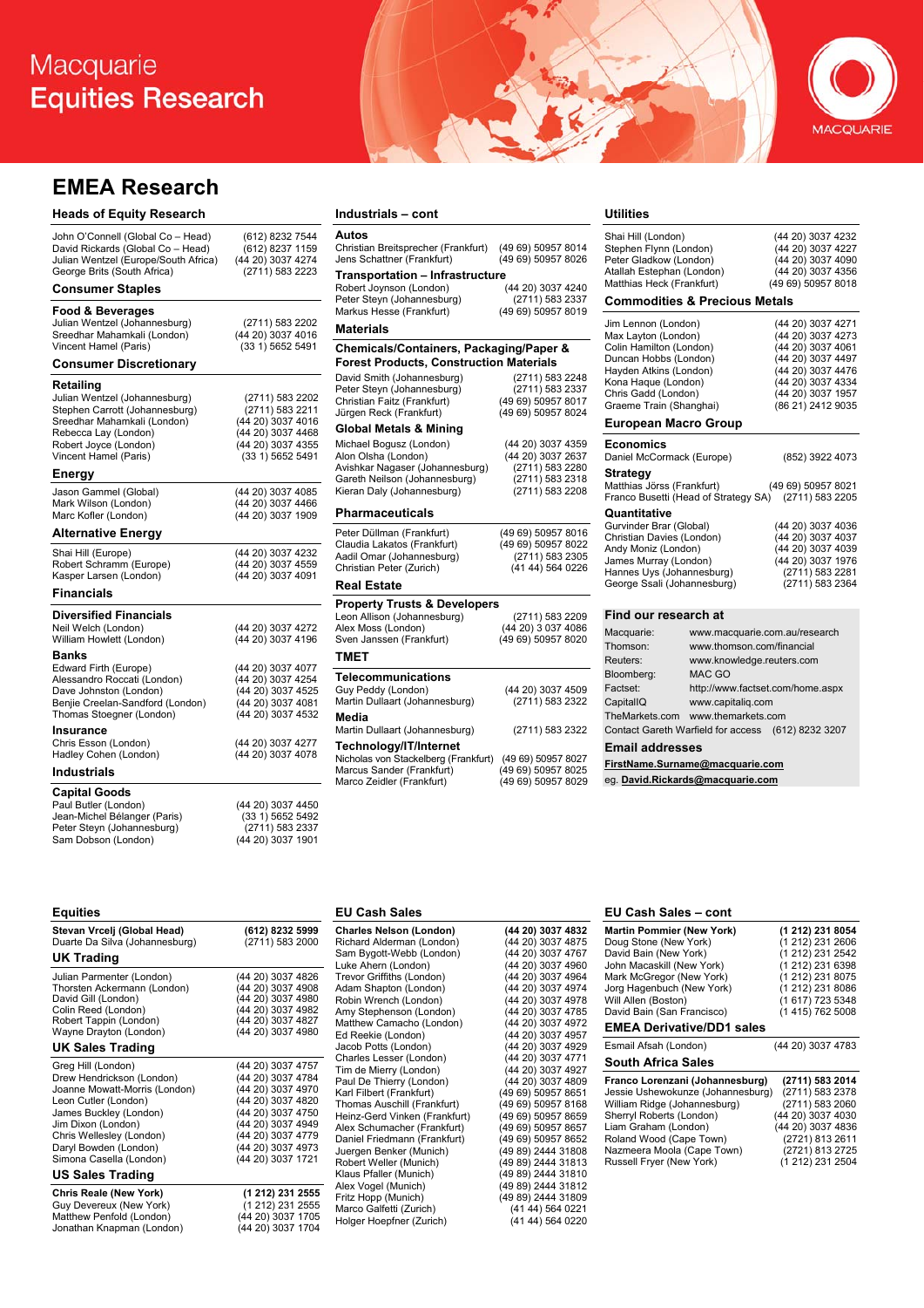# Macquarie Equities Research

## EMEA Research

### Heads of Equity Research

| | |
|---|---|
| John O'Connell (Global Co – Head) | (612) 8232 7544 |
| David Rickards (Global Co – Head) | (612) 8237 1159 |
| Julian Wentzel (Europe/South Africa) | (44 20) 3037 4274 |
| George Brits (South Africa) | (2711) 583 2223 |

### Consumer Staples

**Food & Beverages**

| | |
|---|---|
| Julian Wentzel (Johannesburg) | (2711) 583 2202 |
| Sreedhar Mahamkali (London) | (44 20) 3037 4016 |
| Vincent Hamel (Paris) | (33 1) 5652 5491 |

### Consumer Discretionary

**Retailing**

| | |
|---|---|
| Julian Wentzel (Johannesburg) | (2711) 583 2202 |
| Stephen Carrott (Johannesburg) | (2711) 583 2211 |
| Sreedhar Mahamkali (London) | (44 20) 3037 4016 |
| Rebecca Lay (London) | (44 20) 3037 4468 |
| Robert Joyce (London) | (44 20) 3037 4355 |
| Vincent Hamel (Paris) | (33 1) 5652 5491 |

### Energy

| | |
|---|---|
| Jason Gammel (Global) | (44 20) 3037 4085 |
| Mark Wilson (London) | (44 20) 3037 4466 |
| Marc Kofler (London) | (44 20) 3037 1909 |

### Alternative Energy

| | |
|---|---|
| Shai Hill (Europe) | (44 20) 3037 4232 |
| Robert Schramm (Europe) | (44 20) 3037 4559 |
| Kasper Larsen (London) | (44 20) 3037 4091 |

### Financials

**Diversified Financials**

| | |
|---|---|
| Neil Welch (London) | (44 20) 3037 4272 |
| William Howlett (London) | (44 20) 3037 4196 |

**Banks**

| | |
|---|---|
| Edward Firth (Europe) | (44 20) 3037 4077 |
| Alessandro Roccati (London) | (44 20) 3037 4254 |
| Dave Johnston (London) | (44 20) 3037 4525 |
| Benjie Creelan-Sandford (London) | (44 20) 3037 4081 |
| Thomas Stoegner (London) | (44 20) 3037 4532 |

**Insurance**

| | |
|---|---|
| Chris Esson (London) | (44 20) 3037 4277 |
| Hadley Cohen (London) | (44 20) 3037 4078 |

### Industrials

**Capital Goods**

| | |
|---|---|
| Paul Butler (London) | (44 20) 3037 4450 |
| Jean-Michel Bélanger (Paris) | (33 1) 5652 5492 |
| Peter Steyn (Johannesburg) | (2711) 583 2337 |
| Sam Dobson (London) | (44 20) 3037 1901 |

### Industrials – cont

**Autos**

| | |
|---|---|
| Christian Breitsprecher (Frankfurt) | (49 69) 50957 8014 |
| Jens Schattner (Frankfurt) | (49 69) 50957 8026 |

**Transportation – Infrastructure**

| | |
|---|---|
| Robert Joynson (London) | (44 20) 3037 4240 |
| Peter Steyn (Johannesburg) | (2711) 583 2337 |
| Markus Hesse (Frankfurt) | (49 69) 50957 8019 |

### Materials

**Chemicals/Containers, Packaging/Paper & Forest Products, Construction Materials**

| | |
|---|---|
| David Smith (Johannesburg) | (2711) 583 2248 |
| Peter Steyn (Johannesburg) | (2711) 583 2337 |
| Christian Faitz (Frankfurt) | (49 69) 50957 8017 |
| Jürgen Reck (Frankfurt) | (49 69) 50957 8024 |

**Global Metals & Mining**

| | |
|---|---|
| Michael Bogusz (London) | (44 20) 3037 4359 |
| Alon Olsha (London) | (44 20) 3037 2637 |
| Avishkar Nagaser (Johannesburg) | (2711) 583 2280 |
| Gareth Neilson (Johannesburg) | (2711) 583 2318 |
| Kieran Daly (Johannesburg) | (2711) 583 2208 |

### Pharmaceuticals

| | |
|---|---|
| Peter Düllman (Frankfurt) | (49 69) 50957 8016 |
| Claudia Lakatos (Frankfurt) | (49 69) 50957 8022 |
| Aadil Omar (Johannesburg) | (2711) 583 2305 |
| Christian Peter (Zurich) | (41 44) 564 0226 |

### Real Estate

**Property Trusts & Developers**

| | |
|---|---|
| Leon Allison (Johannesburg) | (2711) 583 2209 |
| Alex Moss (London) | (44 20) 3 037 4086 |
| Sven Janssen (Frankfurt) | (49 69) 50957 8020 |

### TMET

**Telecommunications**

| | |
|---|---|
| Guy Peddy (London) | (44 20) 3037 4509 |
| Martin Dullaart (Johannesburg) | (2711) 583 2322 |

**Media**

| | |
|---|---|
| Martin Dullaart (Johannesburg) | (2711) 583 2322 |

**Technology/IT/Internet**

| | |
|---|---|
| Nicholas von Stackelberg (Frankfurt) | (49 69) 50957 8027 |
| Marcus Sander (Frankfurt) | (49 69) 50957 8025 |
| Marco Zeidler (Frankfurt) | (49 69) 50957 8029 |

### Utilities

| | |
|---|---|
| Shai Hill (London) | (44 20) 3037 4232 |
| Stephen Flynn (London) | (44 20) 3037 4227 |
| Peter Gladkow (London) | (44 20) 3037 4090 |
| Atallah Estephan (London) | (44 20) 3037 4356 |
| Matthias Heck (Frankfurt) | (49 69) 50957 8018 |

### Commodities & Precious Metals

| | |
|---|---|
| Jim Lennon (London) | (44 20) 3037 4271 |
| Max Layton (London) | (44 20) 3037 4273 |
| Colin Hamilton (London) | (44 20) 3037 4061 |
| Duncan Hobbs (London) | (44 20) 3037 4497 |
| Hayden Atkins (London) | (44 20) 3037 4476 |
| Kona Haque (London) | (44 20) 3037 4334 |
| Chris Gadd (London) | (44 20) 3037 1957 |
| Graeme Train (Shanghai) | (86 21) 2412 9035 |

### European Macro Group

**Economics**

| | |
|---|---|
| Daniel McCormack (Europe) | (852) 3922 4073 |

**Strategy**

| | |
|---|---|
| Matthias Jörss (Frankfurt) | (49 69) 50957 8021 |
| Franco Busetti (Head of Strategy SA) | (2711) 583 2205 |

**Quantitative**

| | |
|---|---|
| Gurvinder Brar (Global) | (44 20) 3037 4036 |
| Christian Davies (London) | (44 20) 3037 4037 |
| Andy Moniz (London) | (44 20) 3037 4039 |
| James Murray (London) | (44 20) 3037 1976 |
| Hannes Uys (Johannesburg) | (2711) 583 2281 |
| George Ssali (Johannesburg) | (2711) 583 2364 |

### Find our research at

| | |
|---|---|
| Macquarie: | www.macquarie.com.au/research |
| Thomson: | www.thomson.com/financial |
| Reuters: | www.knowledge.reuters.com |
| Bloomberg: | MAC GO |
| Factset: | http://www.factset.com/home.aspx |
| CapitalIQ | www.capitaliq.com |
| TheMarkets.com | www.themarkets.com |

Contact Gareth Warfield for access (612) 8232 3207

### Email addresses

**FirstName.Surname@macquarie.com**

eg. **David.Rickards@macquarie.com**

### Equities

| | |
|---|---|
| **Stevan Vrcelj (Global Head)** | **(612) 8232 5999** |
| Duarte Da Silva (Johannesburg) | (2711) 583 2000 |

### UK Trading

| | |
|---|---|
| Julian Parmenter (London) | (44 20) 3037 4826 |
| Thorsten Ackermann (London) | (44 20) 3037 4953 |
| David Gill (London) | (44 20) 3037 4980 |
| Colin Reed (London) | (44 20) 3037 4982 |
| Robert Tappin (London) | (44 20) 3037 4827 |
| Wayne Drayton (London) | (44 20) 3037 4980 |

### UK Sales Trading

| | |
|---|---|
| Greg Hill (London) | (44 20) 3037 4757 |
| Drew Hendrickson (London) | (44 20) 3037 4784 |
| Joanne Mowatt-Morris (London) | (44 20) 3037 4970 |
| Leon Cutler (London) | (44 20) 3037 4820 |
| James Buckley (London) | (44 20) 3037 4750 |
| Jim Dixon (London) | (44 20) 3037 4949 |
| Chris Wellesley (London) | (44 20) 3037 4779 |
| Daryl Bowden (London) | (44 20) 3037 4973 |
| Simona Casella (London) | (44 20) 3037 1721 |

### US Sales Trading

| | |
|---|---|
| **Chris Reale (New York)** | **(1 212) 231 2555** |
| Guy Devereux (New York) | (1 212) 231 2555 |
| Matthew Penfold (London) | (44 20) 3037 1705 |
| Jonathan Knapman (London) | (44 20) 3037 1704 |

### EU Cash Sales

| | |
|---|---|
| **Charles Nelson (London)** | **(44 20) 3037 4832** |
| Richard Alderman (London) | (44 20) 3037 4875 |
| Sam Pygott-Webb (London) | (44 20) 3037 4767 |
| Luke Ahern (London) | (44 20) 3037 4960 |
| Trevor Griffiths (London) | (44 20) 3037 4964 |
| Adam Shapton (London) | (44 20) 3037 4974 |
| Robin Wrench (London) | (44 20) 3037 4978 |
| Amy Stephenson (London) | (44 20) 3037 4785 |
| Matthew Camacho (London) | (44 20) 3037 4972 |
| Ed Reekie (London) | (44 20) 3037 4957 |
| Jacob Potts (London) | (44 20) 3037 4929 |
| Charles Lesser (London) | (44 20) 3037 4771 |
| Tim de Mierry (London) | (44 20) 3037 4927 |
| Paul De Thierry (London) | (44 20) 3037 4809 |
| Karl Filbert (Frankfurt) | (49 69) 50957 8651 |
| Thomas Auschill (Frankfurt) | (49 69) 50957 8168 |
| Heinz-Gerd Vinken (Frankfurt) | (49 69) 50957 8659 |
| Alex Schumacher (Frankfurt) | (49 69) 50957 8657 |
| Daniel Friedmann (Frankfurt) | (49 69) 50957 8652 |
| Juergen Benker (Munich) | (49 89) 2444 31808 |
| Robert Weller (Munich) | (49 89) 2444 31813 |
| Klaus Pfaller (Munich) | (49 89) 2444 31810 |
| Alex Vogel (Munich) | (49 89) 2444 31812 |
| Fritz Hopp (Munich) | (49 89) 2444 31809 |
| Marco Galfetti (Zurich) | (41 44) 564 0221 |
| Holger Hoepfner (Zurich) | (41 44) 564 0220 |

### EU Cash Sales – cont

| | |
|---|---|
| **Martin Pommier (New York)** | **(1 212) 231 8054** |
| Doug Stone (New York) | (1 212) 231 2606 |
| David Bain (New York) | (1 212) 231 2542 |
| John Macaskill (New York) | (1 212) 231 6398 |
| Mark Mcgregor (New York) | (1 212) 231 8075 |
| Jorg Hagenbuch (New York) | (1 212) 231 8086 |
| Will Allen (Boston) | (1 617) 723 5348 |
| David Bain (San Francisco) | (1 415) 762 5008 |

### EMEA Derivative/DD1 sales

| | |
|---|---|
| Esmail Afsah (London) | (44 20) 3037 4783 |

### South Africa Sales

| | |
|---|---|
| **Franco Lorenzani (Johannesburg)** | **(2711) 583 2014** |
| Jessie Ushewokunze (Johannesburg) | (2711) 583 2378 |
| William Ridge (Johannesburg) | (2711) 583 2060 |
| Sherryl Roberts (London) | (44 20) 3037 4030 |
| Liam Graham (London) | (44 20) 3037 4836 |
| Roland Wood (Cape Town) | (2721) 813 2611 |
| Nazmeera Moola (Cape Town) | (2721) 813 2725 |
| Russell Fryer (New York) | (1 212) 231 2504 |